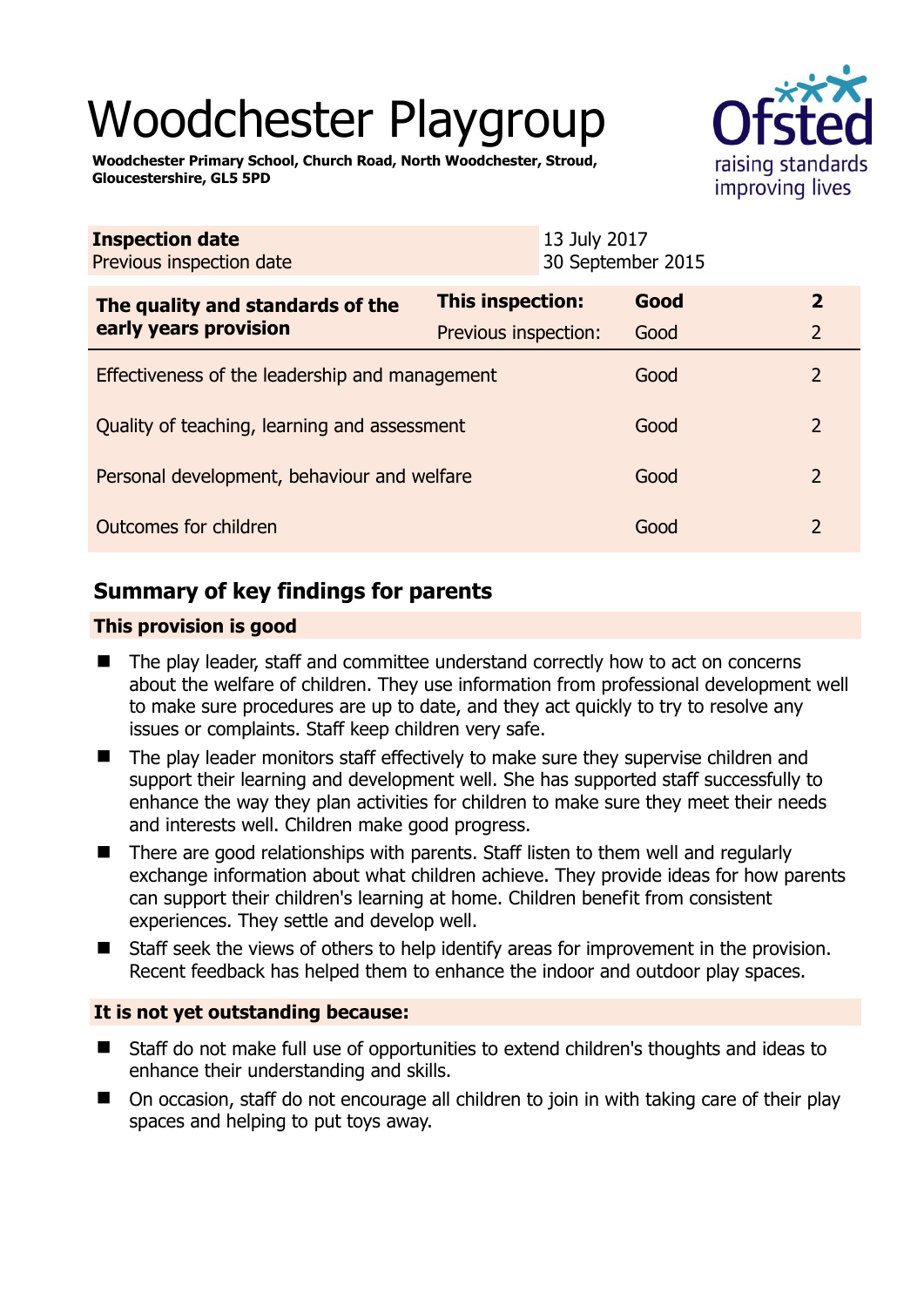# Woodchester Playgroup

**Woodchester Primary School, Church Road, North Woodchester, Stroud, Gloucestershire, GL5 5PD**

Ofsted raising standards improving lives

| **Inspection date** | 13 July 2017 |
|---|---|
| Previous inspection date | 30 September 2015 |

| **The quality and standards of the early years provision** | **This inspection:** | **Good** | **2** |
|---|---|---|---|
| | Previous inspection: | Good | 2 |
| Effectiveness of the leadership and management | | Good | 2 |
| Quality of teaching, learning and assessment | | Good | 2 |
| Personal development, behaviour and welfare | | Good | 2 |
| Outcomes for children | | Good | 2 |

## Summary of key findings for parents

### This provision is good

- The play leader, staff and committee understand correctly how to act on concerns about the welfare of children. They use information from professional development well to make sure procedures are up to date, and they act quickly to try to resolve any issues or complaints. Staff keep children very safe.
- The play leader monitors staff effectively to make sure they supervise children and support their learning and development well. She has supported staff successfully to enhance the way they plan activities for children to make sure they meet their needs and interests well. Children make good progress.
- There are good relationships with parents. Staff listen to them well and regularly exchange information about what children achieve. They provide ideas for how parents can support their children's learning at home. Children benefit from consistent experiences. They settle and develop well.
- Staff seek the views of others to help identify areas for improvement in the provision. Recent feedback has helped them to enhance the indoor and outdoor play spaces.

### It is not yet outstanding because:

- Staff do not make full use of opportunities to extend children's thoughts and ideas to enhance their understanding and skills.
- On occasion, staff do not encourage all children to join in with taking care of their play spaces and helping to put toys away.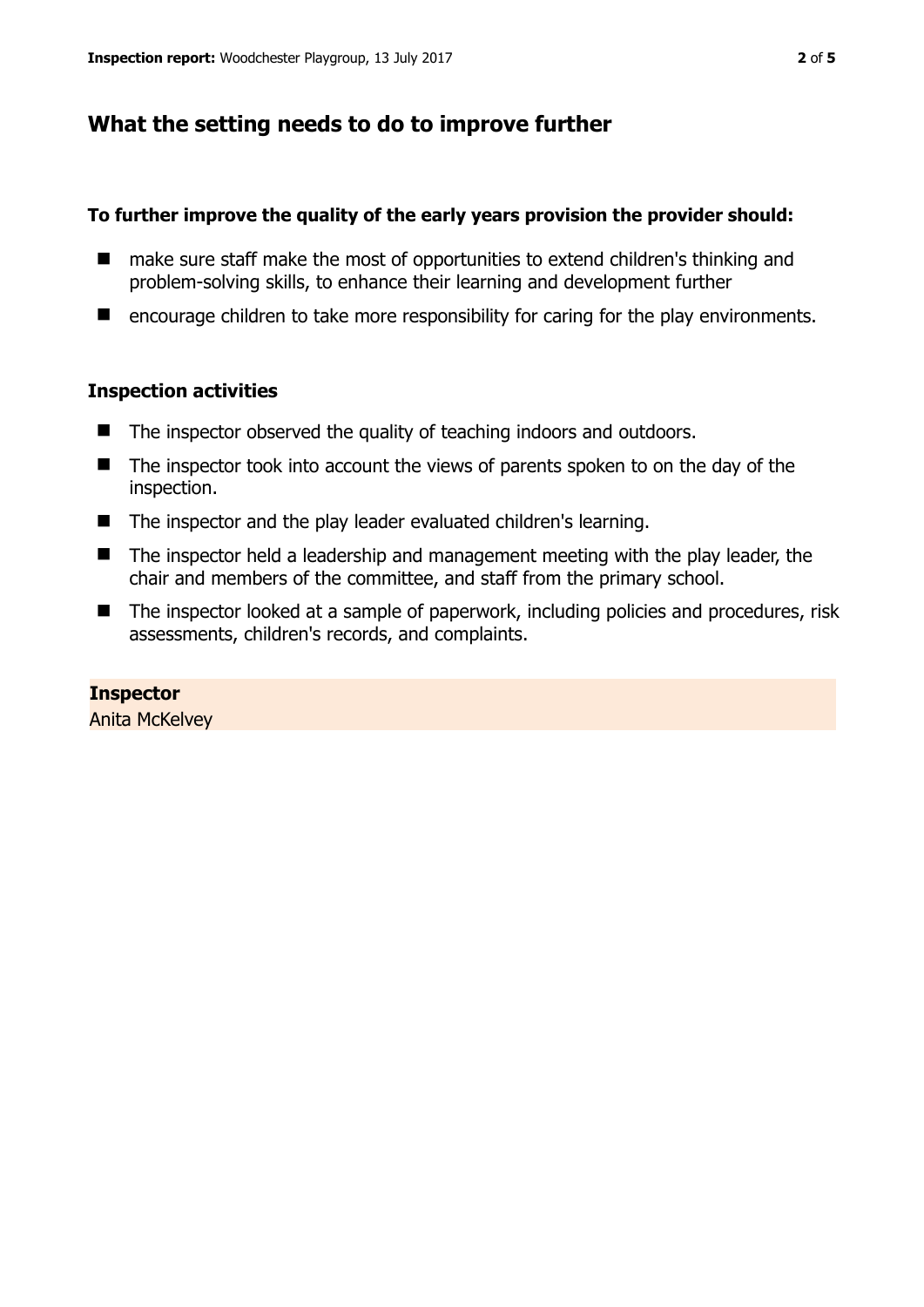## What the setting needs to do to improve further

**To further improve the quality of the early years provision the provider should:**

- make sure staff make the most of opportunities to extend children's thinking and problem-solving skills, to enhance their learning and development further
- encourage children to take more responsibility for caring for the play environments.

### Inspection activities

- The inspector observed the quality of teaching indoors and outdoors.
- The inspector took into account the views of parents spoken to on the day of the inspection.
- The inspector and the play leader evaluated children's learning.
- The inspector held a leadership and management meeting with the play leader, the chair and members of the committee, and staff from the primary school.
- The inspector looked at a sample of paperwork, including policies and procedures, risk assessments, children's records, and complaints.

**Inspector**
Anita McKelvey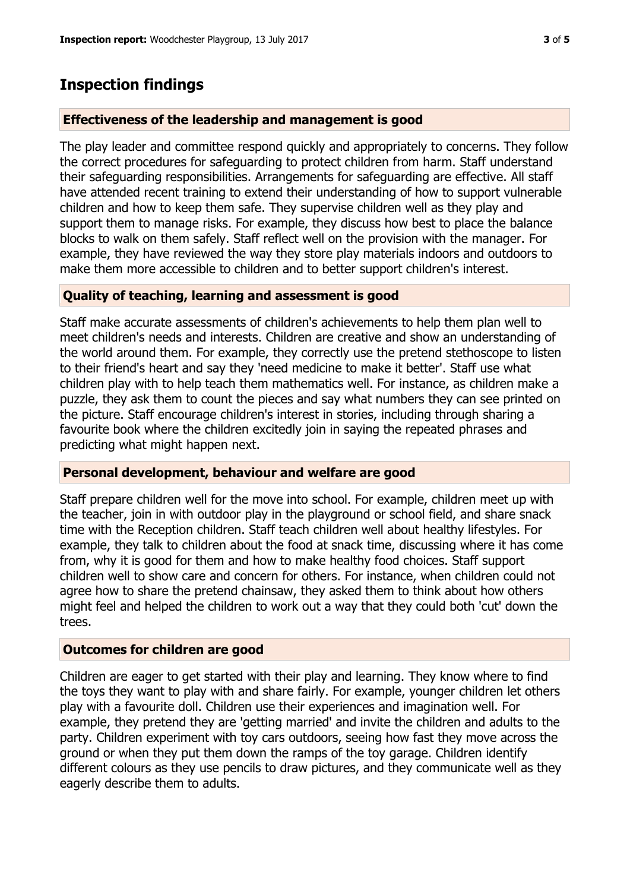# Inspection findings

## Effectiveness of the leadership and management is good

The play leader and committee respond quickly and appropriately to concerns. They follow the correct procedures for safeguarding to protect children from harm. Staff understand their safeguarding responsibilities. Arrangements for safeguarding are effective. All staff have attended recent training to extend their understanding of how to support vulnerable children and how to keep them safe. They supervise children well as they play and support them to manage risks. For example, they discuss how best to place the balance blocks to walk on them safely. Staff reflect well on the provision with the manager. For example, they have reviewed the way they store play materials indoors and outdoors to make them more accessible to children and to better support children's interest.

## Quality of teaching, learning and assessment is good

Staff make accurate assessments of children's achievements to help them plan well to meet children's needs and interests. Children are creative and show an understanding of the world around them. For example, they correctly use the pretend stethoscope to listen to their friend's heart and say they 'need medicine to make it better'. Staff use what children play with to help teach them mathematics well. For instance, as children make a puzzle, they ask them to count the pieces and say what numbers they can see printed on the picture. Staff encourage children's interest in stories, including through sharing a favourite book where the children excitedly join in saying the repeated phrases and predicting what might happen next.

## Personal development, behaviour and welfare are good

Staff prepare children well for the move into school. For example, children meet up with the teacher, join in with outdoor play in the playground or school field, and share snack time with the Reception children. Staff teach children well about healthy lifestyles. For example, they talk to children about the food at snack time, discussing where it has come from, why it is good for them and how to make healthy food choices. Staff support children well to show care and concern for others. For instance, when children could not agree how to share the pretend chainsaw, they asked them to think about how others might feel and helped the children to work out a way that they could both 'cut' down the trees.

## Outcomes for children are good

Children are eager to get started with their play and learning. They know where to find the toys they want to play with and share fairly. For example, younger children let others play with a favourite doll. Children use their experiences and imagination well. For example, they pretend they are 'getting married' and invite the children and adults to the party. Children experiment with toy cars outdoors, seeing how fast they move across the ground or when they put them down the ramps of the toy garage. Children identify different colours as they use pencils to draw pictures, and they communicate well as they eagerly describe them to adults.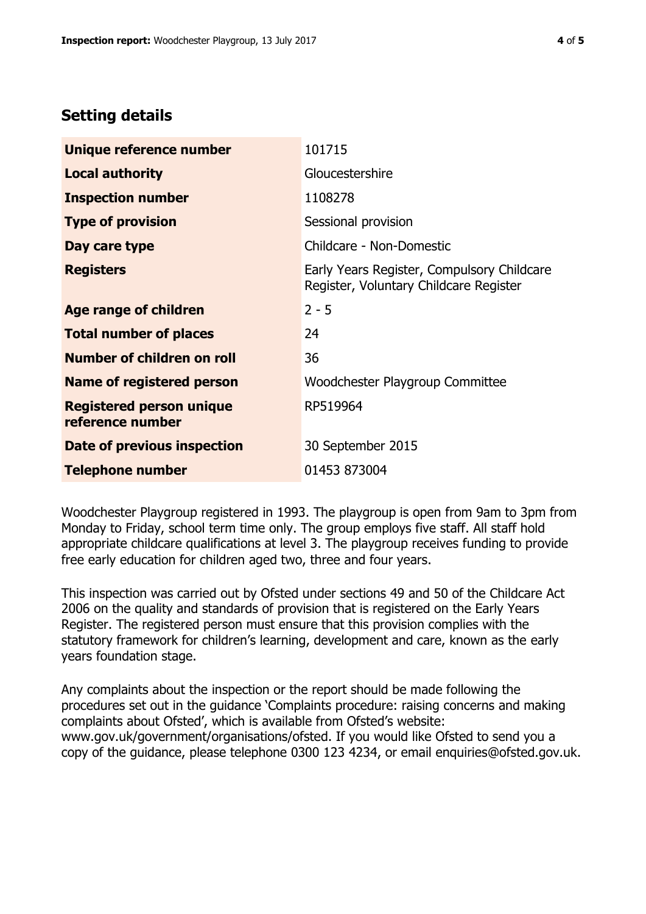## Setting details

| | |
|---|---|
| **Unique reference number** | 101715 |
| **Local authority** | Gloucestershire |
| **Inspection number** | 1108278 |
| **Type of provision** | Sessional provision |
| **Day care type** | Childcare - Non-Domestic |
| **Registers** | Early Years Register, Compulsory Childcare Register, Voluntary Childcare Register |
| **Age range of children** | 2 - 5 |
| **Total number of places** | 24 |
| **Number of children on roll** | 36 |
| **Name of registered person** | Woodchester Playgroup Committee |
| **Registered person unique reference number** | RP519964 |
| **Date of previous inspection** | 30 September 2015 |
| **Telephone number** | 01453 873004 |

Woodchester Playgroup registered in 1993. The playgroup is open from 9am to 3pm from Monday to Friday, school term time only. The group employs five staff. All staff hold appropriate childcare qualifications at level 3. The playgroup receives funding to provide free early education for children aged two, three and four years.

This inspection was carried out by Ofsted under sections 49 and 50 of the Childcare Act 2006 on the quality and standards of provision that is registered on the Early Years Register. The registered person must ensure that this provision complies with the statutory framework for children's learning, development and care, known as the early years foundation stage.

Any complaints about the inspection or the report should be made following the procedures set out in the guidance 'Complaints procedure: raising concerns and making complaints about Ofsted', which is available from Ofsted's website: www.gov.uk/government/organisations/ofsted. If you would like Ofsted to send you a copy of the guidance, please telephone 0300 123 4234, or email enquiries@ofsted.gov.uk.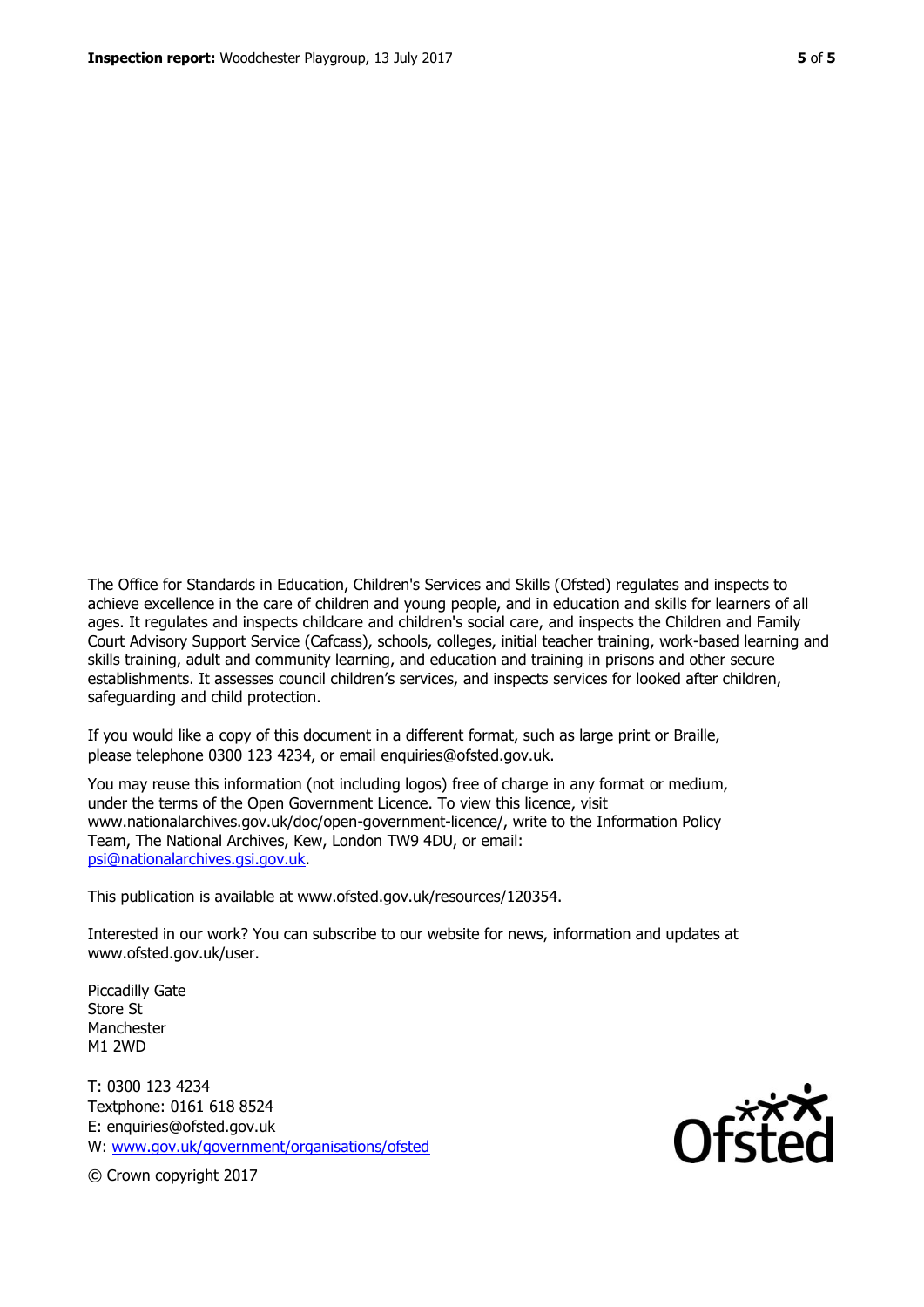The Office for Standards in Education, Children's Services and Skills (Ofsted) regulates and inspects to achieve excellence in the care of children and young people, and in education and skills for learners of all ages. It regulates and inspects childcare and children's social care, and inspects the Children and Family Court Advisory Support Service (Cafcass), schools, colleges, initial teacher training, work-based learning and skills training, adult and community learning, and education and training in prisons and other secure establishments. It assesses council children's services, and inspects services for looked after children, safeguarding and child protection.

If you would like a copy of this document in a different format, such as large print or Braille, please telephone 0300 123 4234, or email enquiries@ofsted.gov.uk.

You may reuse this information (not including logos) free of charge in any format or medium, under the terms of the Open Government Licence. To view this licence, visit www.nationalarchives.gov.uk/doc/open-government-licence/, write to the Information Policy Team, The National Archives, Kew, London TW9 4DU, or email: psi@nationalarchives.gsi.gov.uk.

This publication is available at www.ofsted.gov.uk/resources/120354.

Interested in our work? You can subscribe to our website for news, information and updates at www.ofsted.gov.uk/user.

Piccadilly Gate
Store St
Manchester
M1 2WD

T: 0300 123 4234
Textphone: 0161 618 8524
E: enquiries@ofsted.gov.uk
W: www.gov.uk/government/organisations/ofsted

© Crown copyright 2017